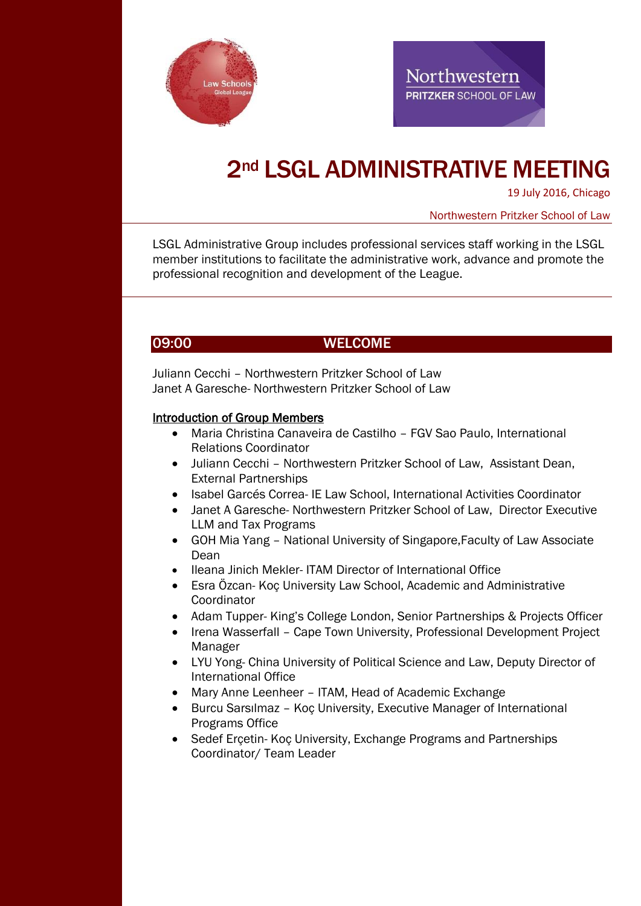# 2nd LSGL ADMINISTRATIVE MEETING

19 July 2016, Chicago

Northwestern Pritzker School of Law

LSGL Administrative Group includes professional services staff working in the LSGL member institutions to facilitate the administrative work, advance and promote the professional recognition and development of the League.

## 09:00 WELCOME

Juliann Cecchi – Northwestern Pritzker School of Law
Janet A Garesche- Northwestern Pritzker School of Law

<u>Introduction of Group Members</u>

- Maria Christina Canaveira de Castilho – FGV Sao Paulo, International Relations Coordinator
- Juliann Cecchi – Northwestern Pritzker School of Law, Assistant Dean, External Partnerships
- Isabel Garcés Correa- IE Law School, International Activities Coordinator
- Janet A Garesche- Northwestern Pritzker School of Law, Director Executive LLM and Tax Programs
- GOH Mia Yang – National University of Singapore,Faculty of Law Associate Dean
- Ileana Jinich Mekler- ITAM Director of International Office
- Esra Özcan- Koç University Law School, Academic and Administrative Coordinator
- Adam Tupper- King's College London, Senior Partnerships & Projects Officer
- Irena Wasserfall – Cape Town University, Professional Development Project Manager
- LYU Yong- China University of Political Science and Law, Deputy Director of International Office
- Mary Anne Leenheer – ITAM, Head of Academic Exchange
- Burcu Sarsılmaz – Koç University, Executive Manager of International Programs Office
- Sedef Erçetin- Koç University, Exchange Programs and Partnerships Coordinator/ Team Leader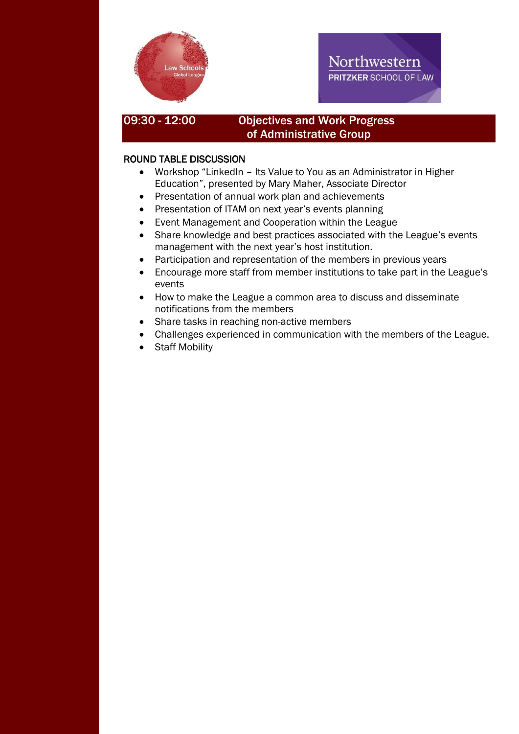## 09:30 - 12:00 Objectives and Work Progress of Administrative Group

ROUND TABLE DISCUSSION

- Workshop "LinkedIn – Its Value to You as an Administrator in Higher Education", presented by Mary Maher, Associate Director
- Presentation of annual work plan and achievements
- Presentation of ITAM on next year's events planning
- Event Management and Cooperation within the League
- Share knowledge and best practices associated with the League's events management with the next year's host institution.
- Participation and representation of the members in previous years
- Encourage more staff from member institutions to take part in the League's events
- How to make the League a common area to discuss and disseminate notifications from the members
- Share tasks in reaching non-active members
- Challenges experienced in communication with the members of the League.
- Staff Mobility